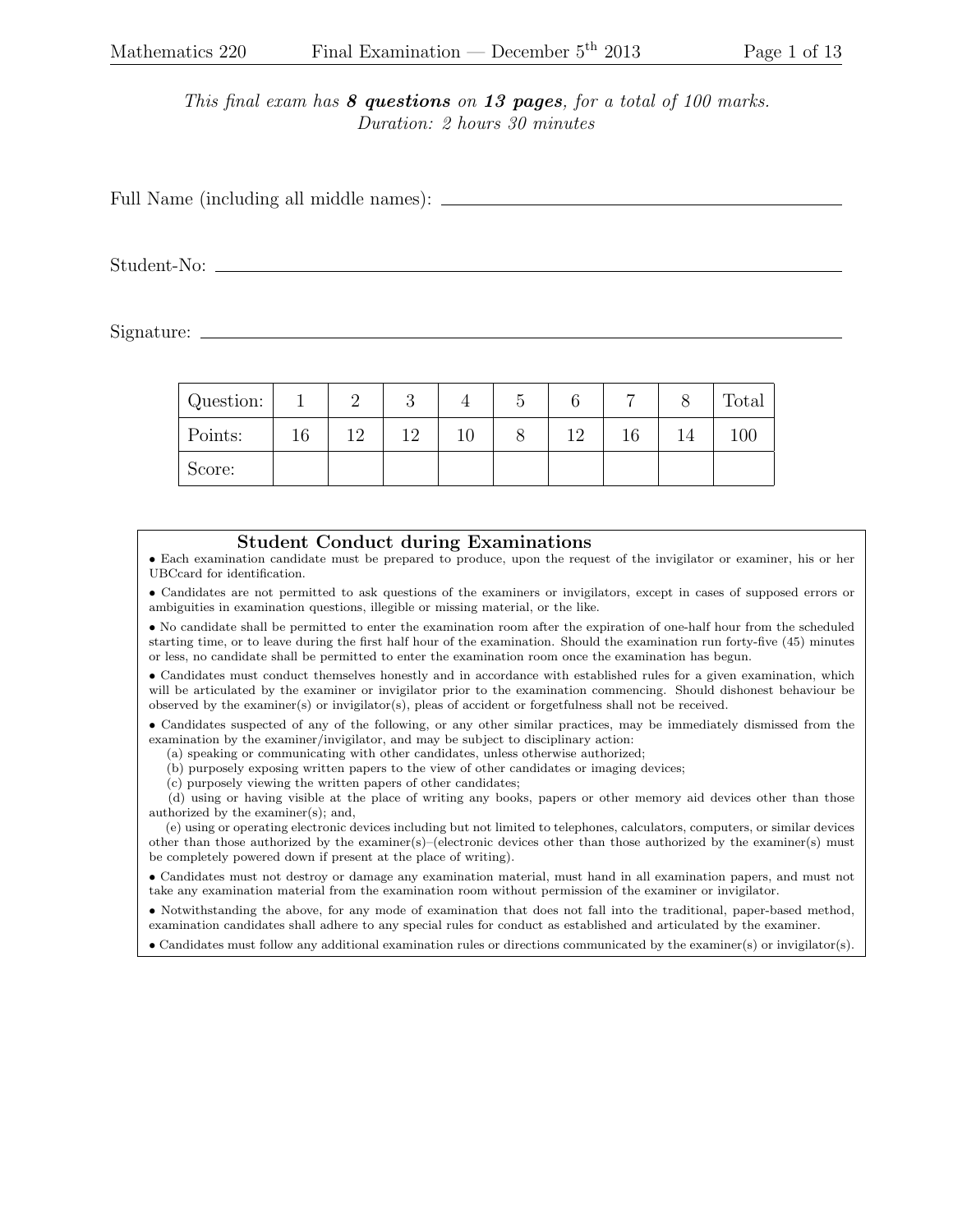*This final exam has **8 questions** on **13 pages**, for a total of 100 marks.*
*Duration: 2 hours 30 minutes*

Full Name (including all middle names): \_\_\_\_\_\_\_\_\_\_\_\_\_\_\_\_\_\_\_\_\_\_\_\_\_\_\_\_\_\_\_\_

Student-No: \_\_\_\_\_\_\_\_\_\_\_\_\_\_\_\_\_\_\_\_\_\_\_\_\_\_\_\_\_\_\_\_

Signature: \_\_\_\_\_\_\_\_\_\_\_\_\_\_\_\_\_\_\_\_\_\_\_\_\_\_\_\_\_\_\_\_

| Question: | 1 | 2 | 3 | 4 | 5 | 6 | 7 | 8 | Total |
|---|---|---|---|---|---|---|---|---|---|
| Points: | 16 | 12 | 12 | 10 | 8 | 12 | 16 | 14 | 100 |
| Score: | | | | | | | | | |

## Student Conduct during Examinations

- Each examination candidate must be prepared to produce, upon the request of the invigilator or examiner, his or her UBCcard for identification.
- Candidates are not permitted to ask questions of the examiners or invigilators, except in cases of supposed errors or ambiguities in examination questions, illegible or missing material, or the like.
- No candidate shall be permitted to enter the examination room after the expiration of one-half hour from the scheduled starting time, or to leave during the first half hour of the examination. Should the examination run forty-five (45) minutes or less, no candidate shall be permitted to enter the examination room once the examination has begun.
- Candidates must conduct themselves honestly and in accordance with established rules for a given examination, which will be articulated by the examiner or invigilator prior to the examination commencing. Should dishonest behaviour be observed by the examiner(s) or invigilator(s), pleas of accident or forgetfulness shall not be received.
- Candidates suspected of any of the following, or any other similar practices, may be immediately dismissed from the examination by the examiner/invigilator, and may be subject to disciplinary action:
  - (a) speaking or communicating with other candidates, unless otherwise authorized;
  - (b) purposely exposing written papers to the view of other candidates or imaging devices;
  - (c) purposely viewing the written papers of other candidates;
  - (d) using or having visible at the place of writing any books, papers or other memory aid devices other than those authorized by the examiner(s); and,
  - (e) using or operating electronic devices including but not limited to telephones, calculators, computers, or similar devices other than those authorized by the examiner(s)–(electronic devices other than those authorized by the examiner(s) must be completely powered down if present at the place of writing).
- Candidates must not destroy or damage any examination material, must hand in all examination papers, and must not take any examination material from the examination room without permission of the examiner or invigilator.
- Notwithstanding the above, for any mode of examination that does not fall into the traditional, paper-based method, examination candidates shall adhere to any special rules for conduct as established and articulated by the examiner.
- Candidates must follow any additional examination rules or directions communicated by the examiner(s) or invigilator(s).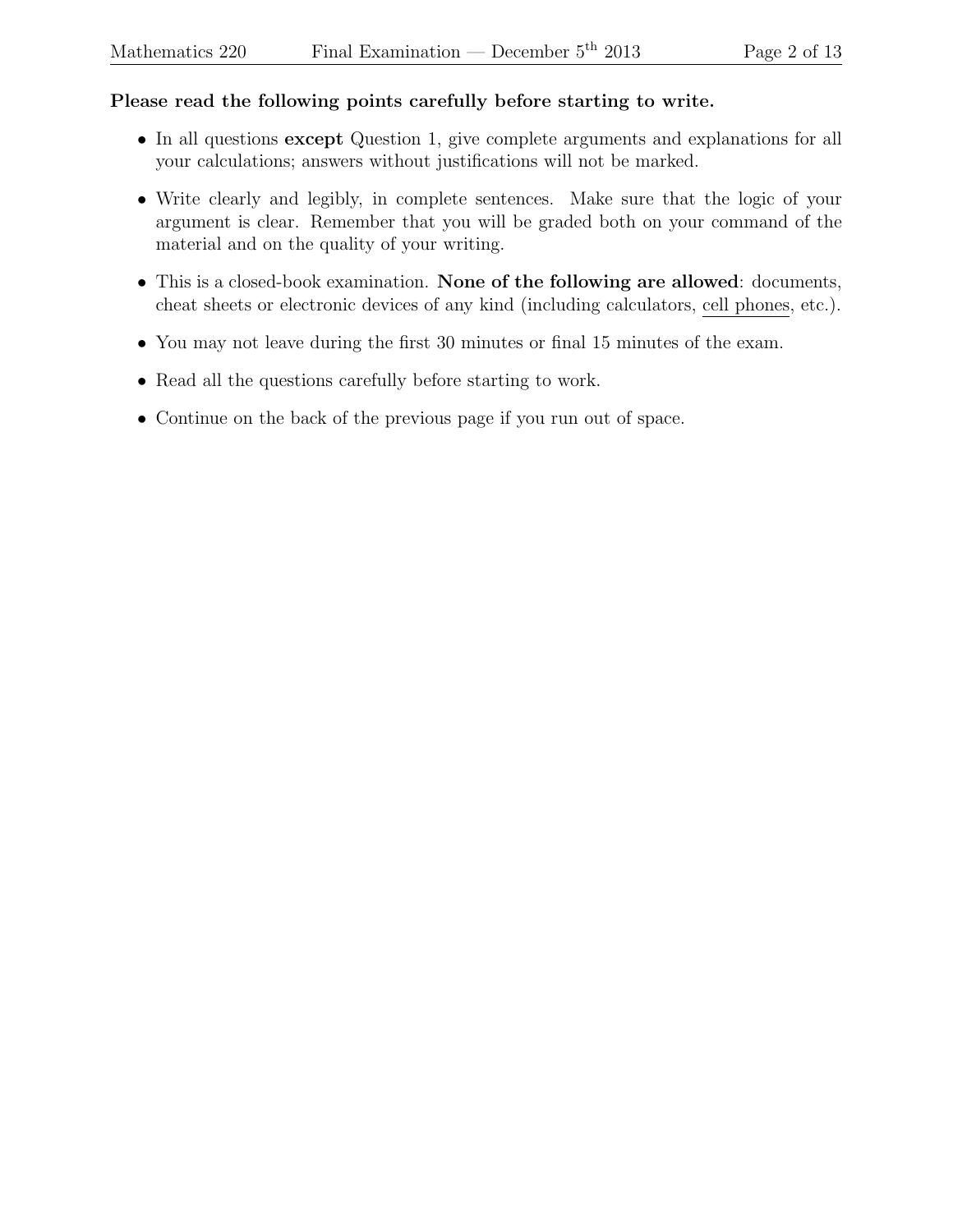**Please read the following points carefully before starting to write.**

- In all questions **except** Question 1, give complete arguments and explanations for all your calculations; answers without justifications will not be marked.
- Write clearly and legibly, in complete sentences. Make sure that the logic of your argument is clear. Remember that you will be graded both on your command of the material and on the quality of your writing.
- This is a closed-book examination. **None of the following are allowed**: documents, cheat sheets or electronic devices of any kind (including calculators, cell phones, etc.).
- You may not leave during the first 30 minutes or final 15 minutes of the exam.
- Read all the questions carefully before starting to work.
- Continue on the back of the previous page if you run out of space.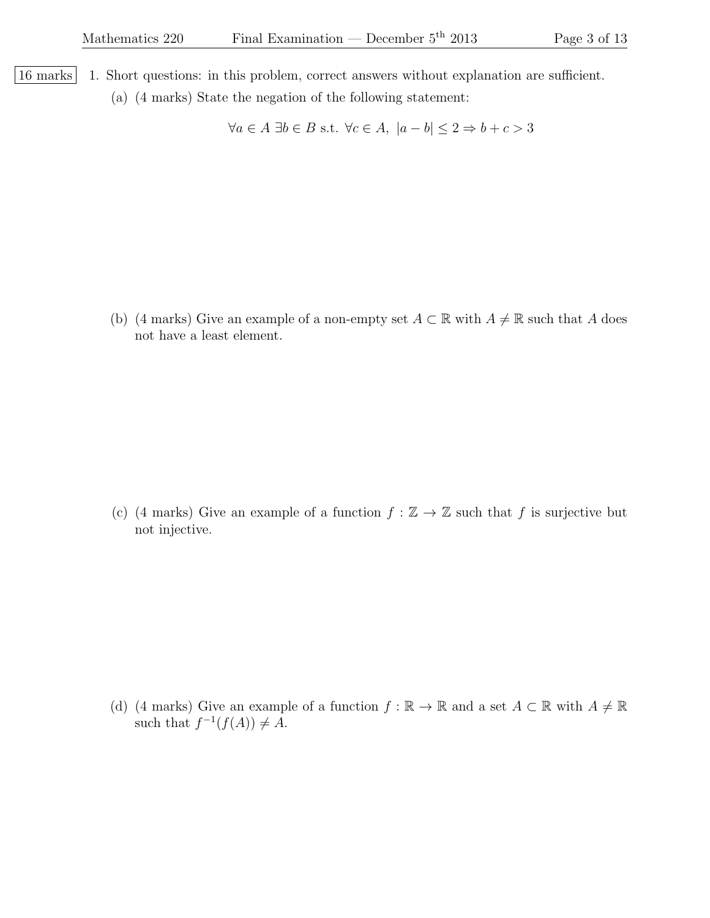16 marks

1. Short questions: in this problem, correct answers without explanation are sufficient.

   (a) (4 marks) State the negation of the following statement:

   $$\forall a \in A \; \exists b \in B \text{ s.t. } \forall c \in A, \; |a - b| \leq 2 \Rightarrow b + c > 3$$

   (b) (4 marks) Give an example of a non-empty set $A \subset \mathbb{R}$ with $A \neq \mathbb{R}$ such that $A$ does not have a least element.

   (c) (4 marks) Give an example of a function $f : \mathbb{Z} \to \mathbb{Z}$ such that $f$ is surjective but not injective.

   (d) (4 marks) Give an example of a function $f : \mathbb{R} \to \mathbb{R}$ and a set $A \subset \mathbb{R}$ with $A \neq \mathbb{R}$ such that $f^{-1}(f(A)) \neq A$.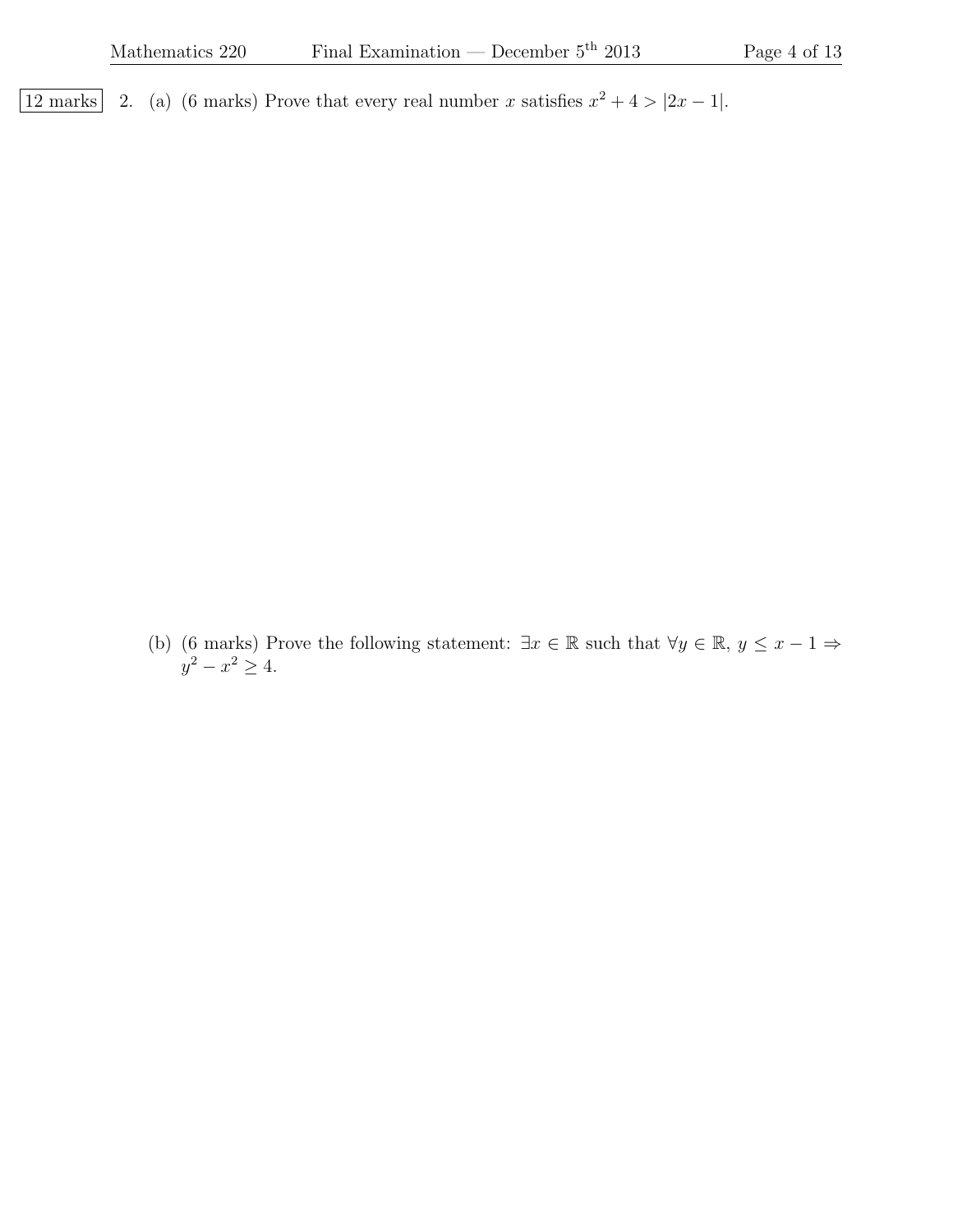12 marks 2. (a) (6 marks) Prove that every real number $x$ satisfies $x^2 + 4 > |2x - 1|$.

(b) (6 marks) Prove the following statement: $\exists x \in \mathbb{R}$ such that $\forall y \in \mathbb{R}$, $y \leq x - 1 \Rightarrow y^2 - x^2 \geq 4$.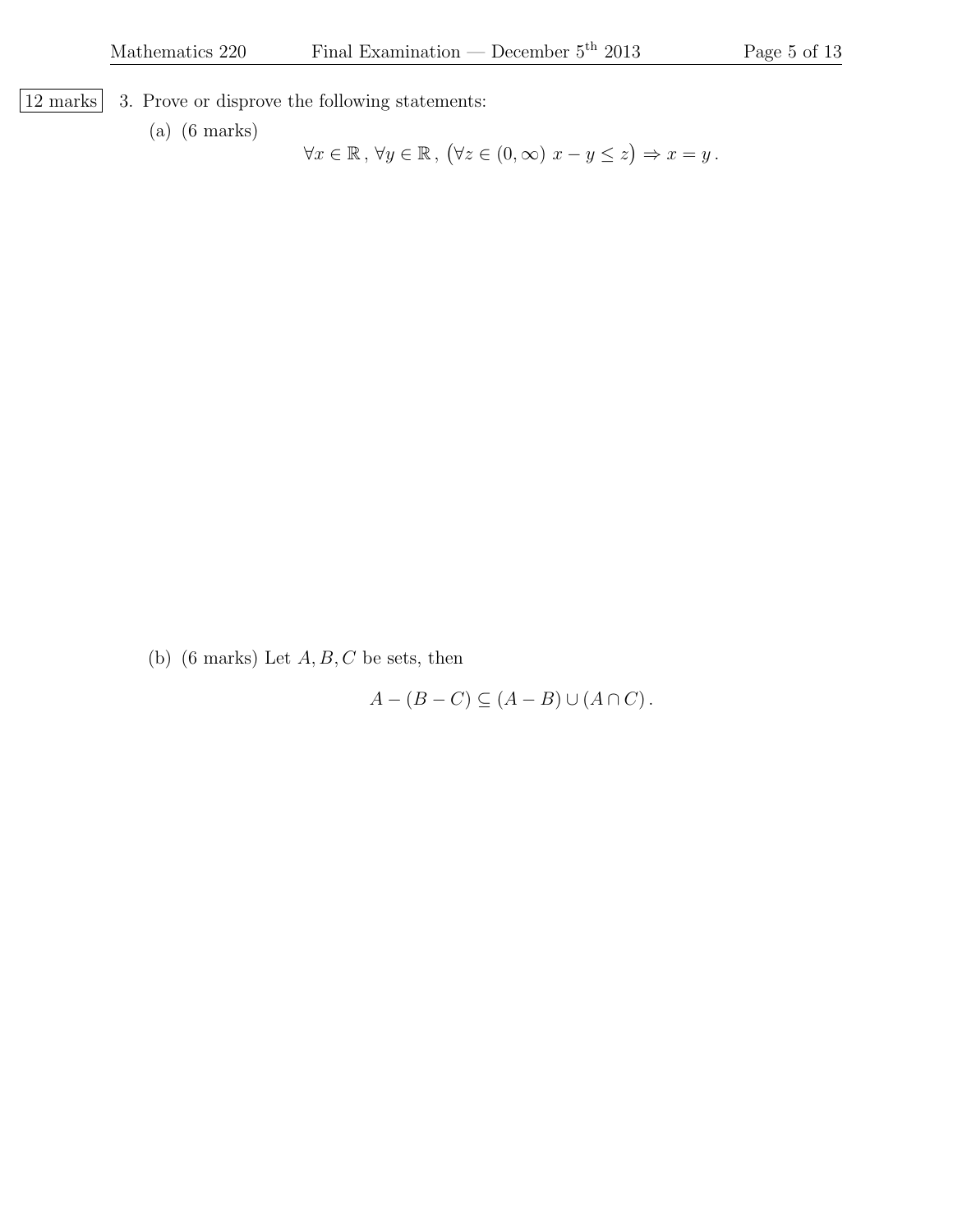12 marks 3. Prove or disprove the following statements:

(a) (6 marks)

$$\forall x \in \mathbb{R}\,,\ \forall y \in \mathbb{R}\,,\ \big(\forall z \in (0, \infty)\ x - y \leq z\big) \Rightarrow x = y\,.$$

(b) (6 marks) Let $A, B, C$ be sets, then

$$A - (B - C) \subseteq (A - B) \cup (A \cap C)\,.$$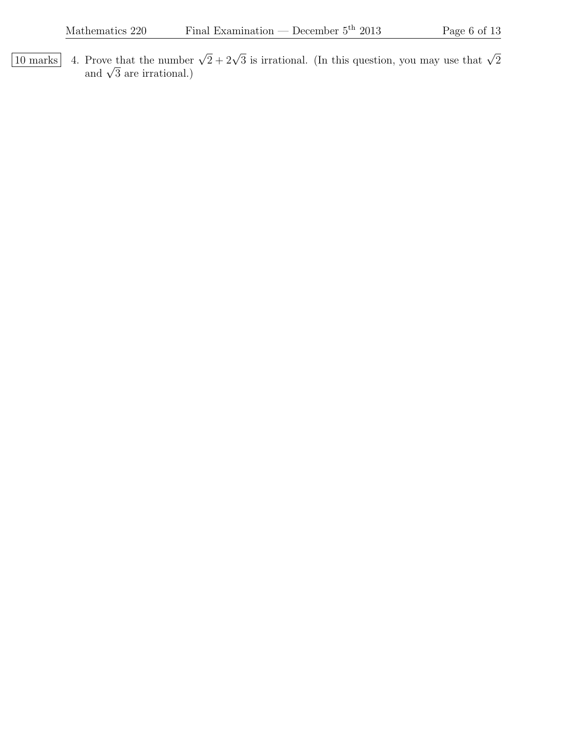10 marks 4. Prove that the number $\sqrt{2} + 2\sqrt{3}$ is irrational. (In this question, you may use that $\sqrt{2}$ and $\sqrt{3}$ are irrational.)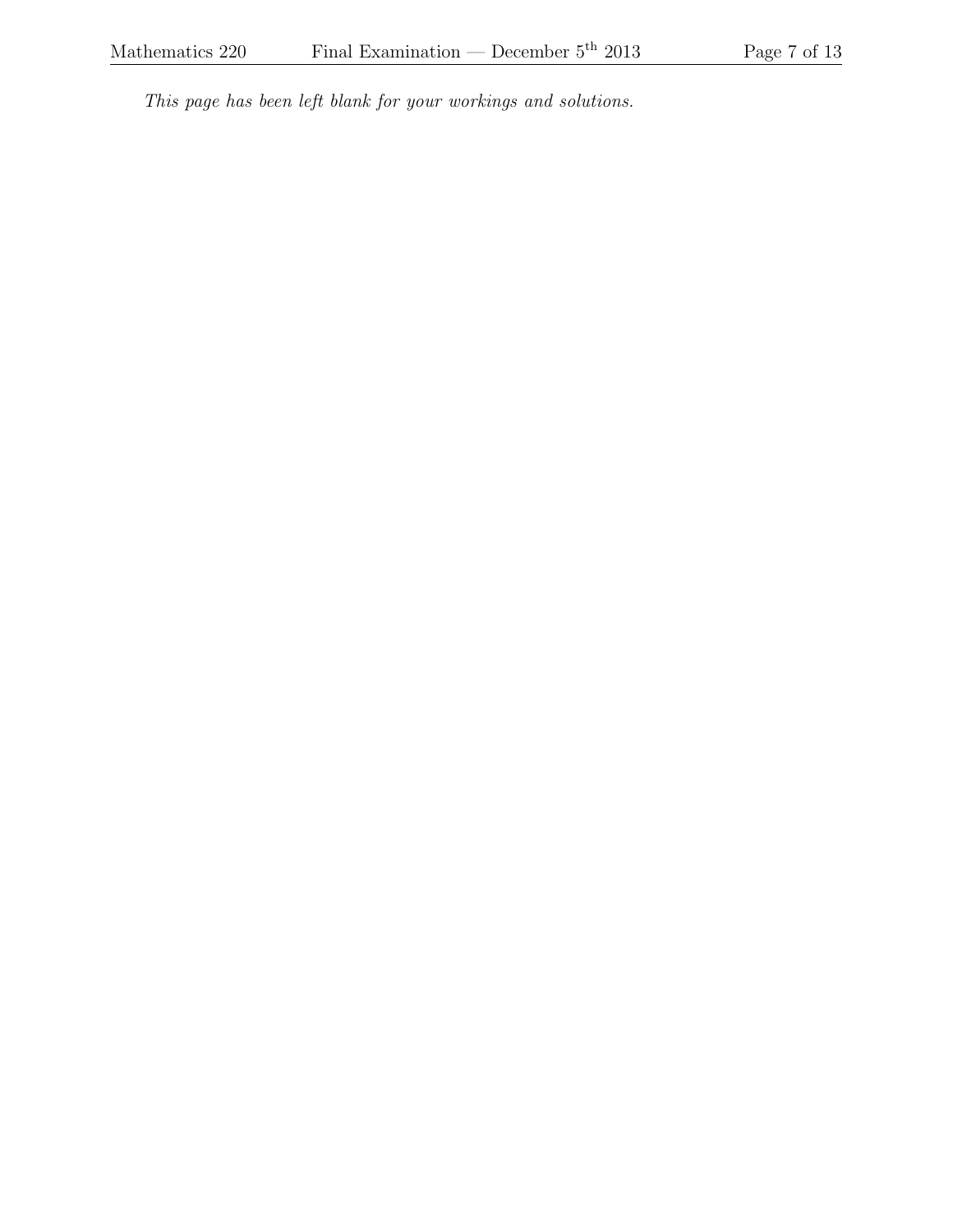*This page has been left blank for your workings and solutions.*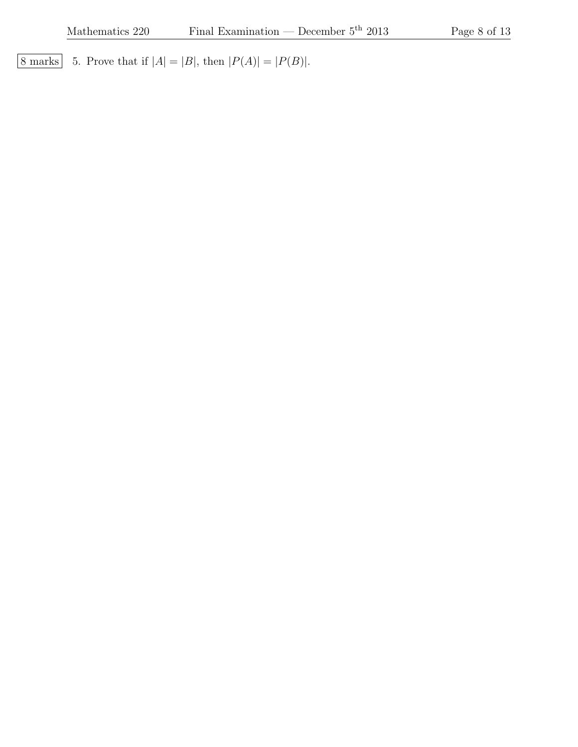8 marks 5. Prove that if $|A| = |B|$, then $|P(A)| = |P(B)|$.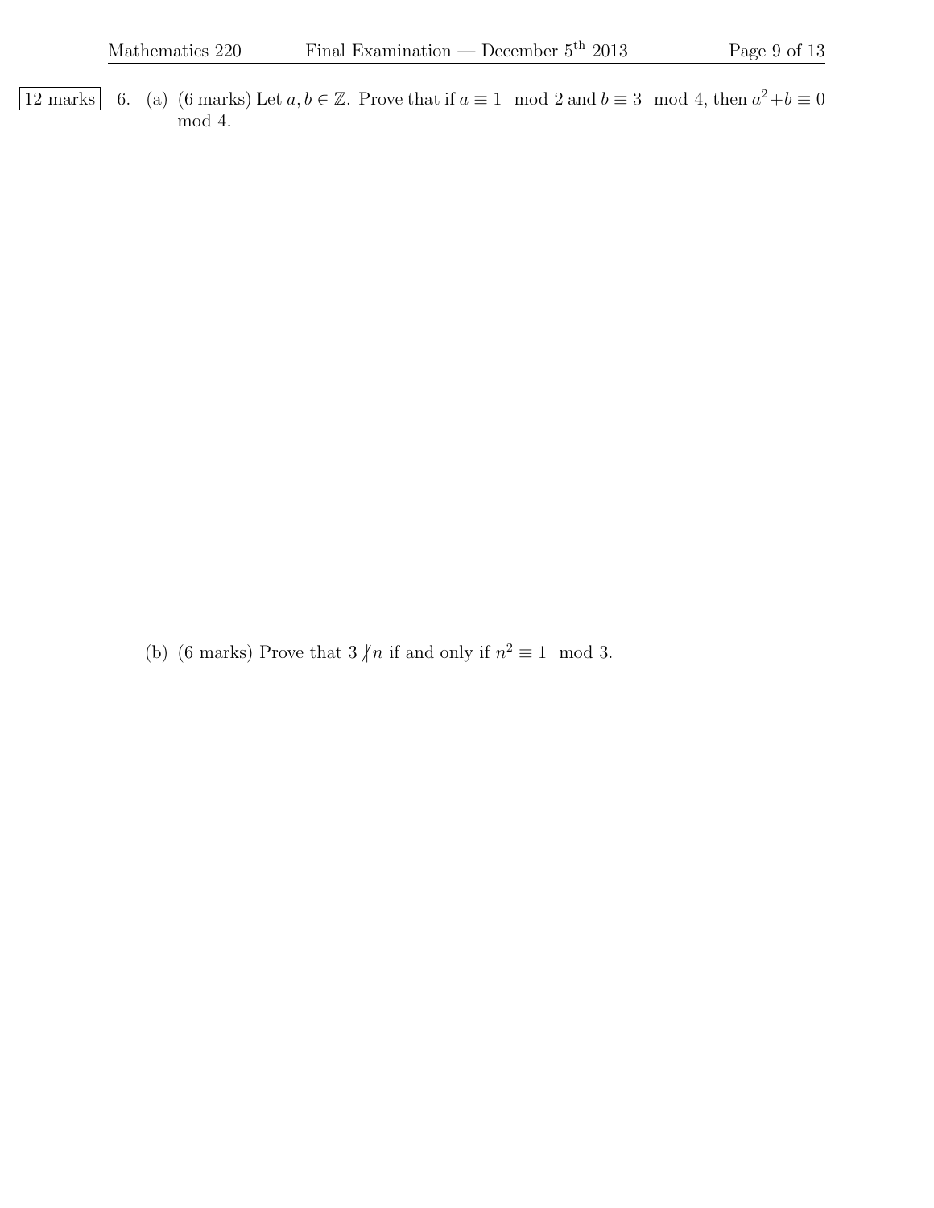12 marks

6. (a) (6 marks) Let $a, b \in \mathbb{Z}$. Prove that if $a \equiv 1 \mod 2$ and $b \equiv 3 \mod 4$, then $a^2 + b \equiv 0 \mod 4$.

(b) (6 marks) Prove that $3 \nmid n$ if and only if $n^2 \equiv 1 \mod 3$.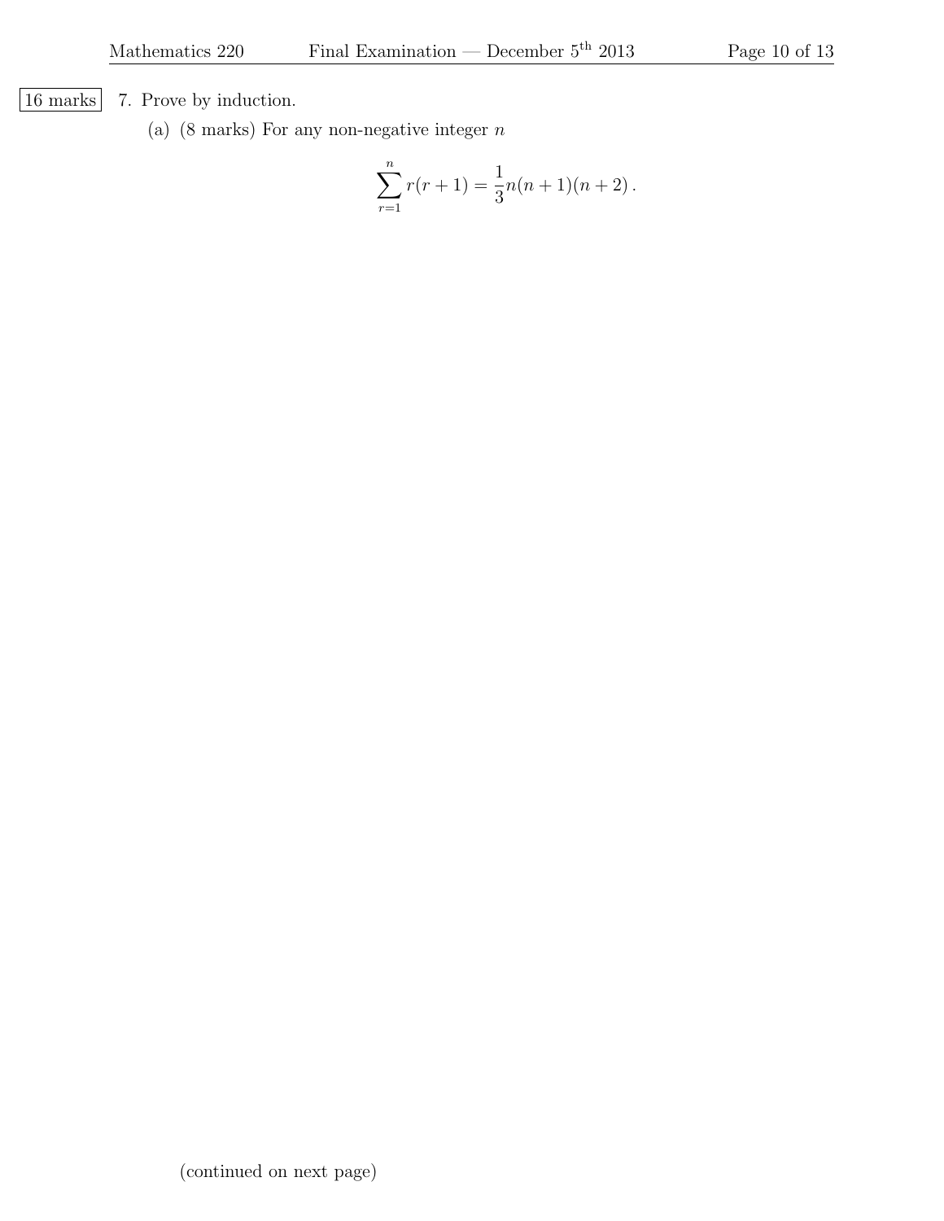16 marks

7. Prove by induction.

(a) (8 marks) For any non-negative integer $n$

$$\sum_{r=1}^{n} r(r+1) = \frac{1}{3}n(n+1)(n+2)\,.$$

(continued on next page)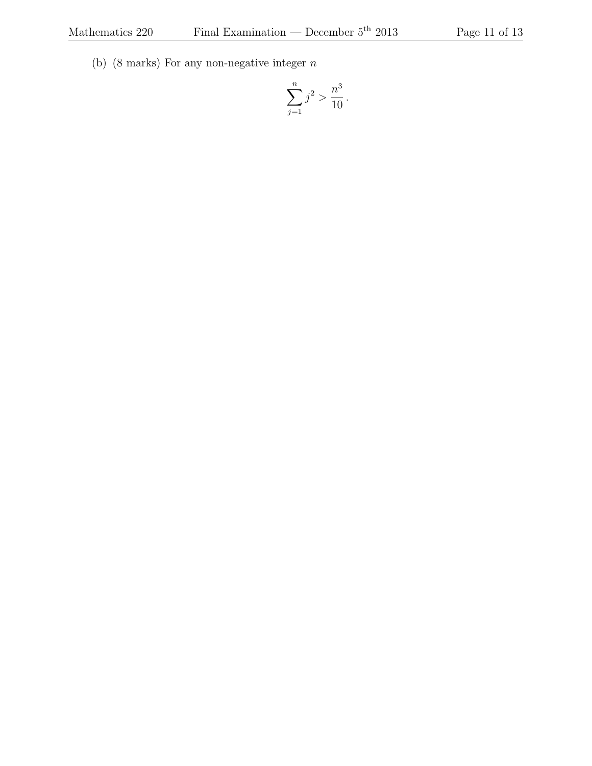(b) (8 marks) For any non-negative integer $n$

$$\sum_{j=1}^{n} j^2 > \frac{n^3}{10}.$$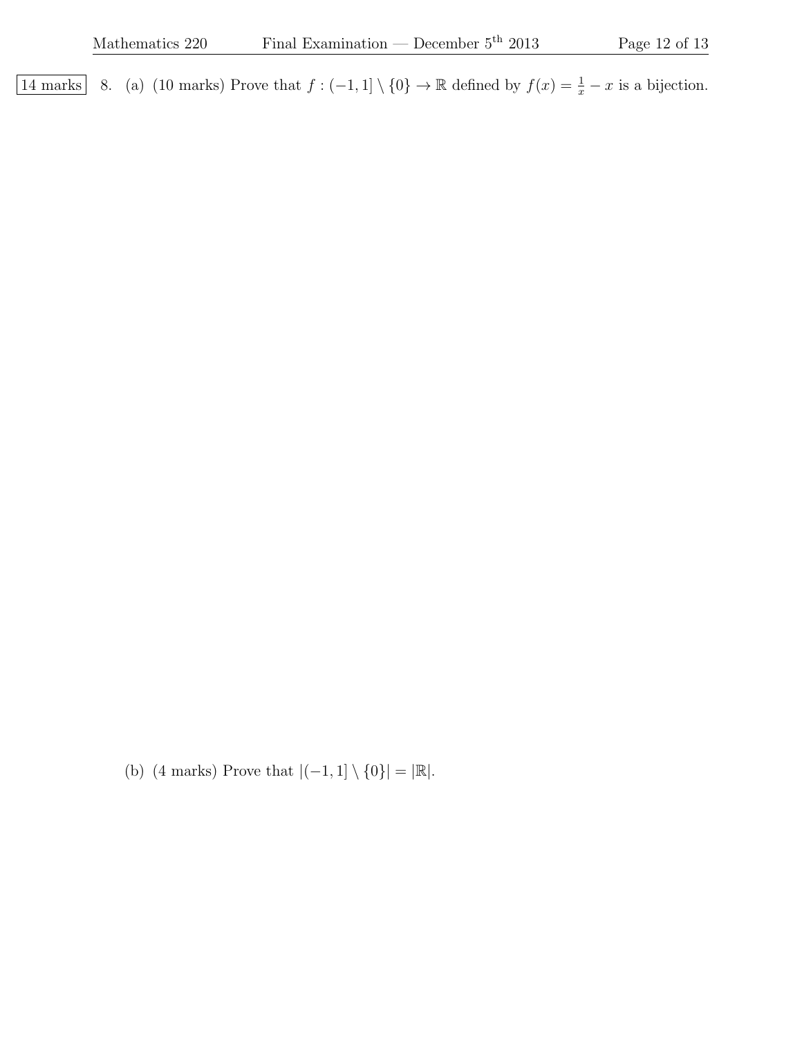14 marks 8. (a) (10 marks) Prove that $f : (-1, 1] \setminus \{0\} \to \mathbb{R}$ defined by $f(x) = \frac{1}{x} - x$ is a bijection.

(b) (4 marks) Prove that $|(-1, 1] \setminus \{0\}| = |\mathbb{R}|$.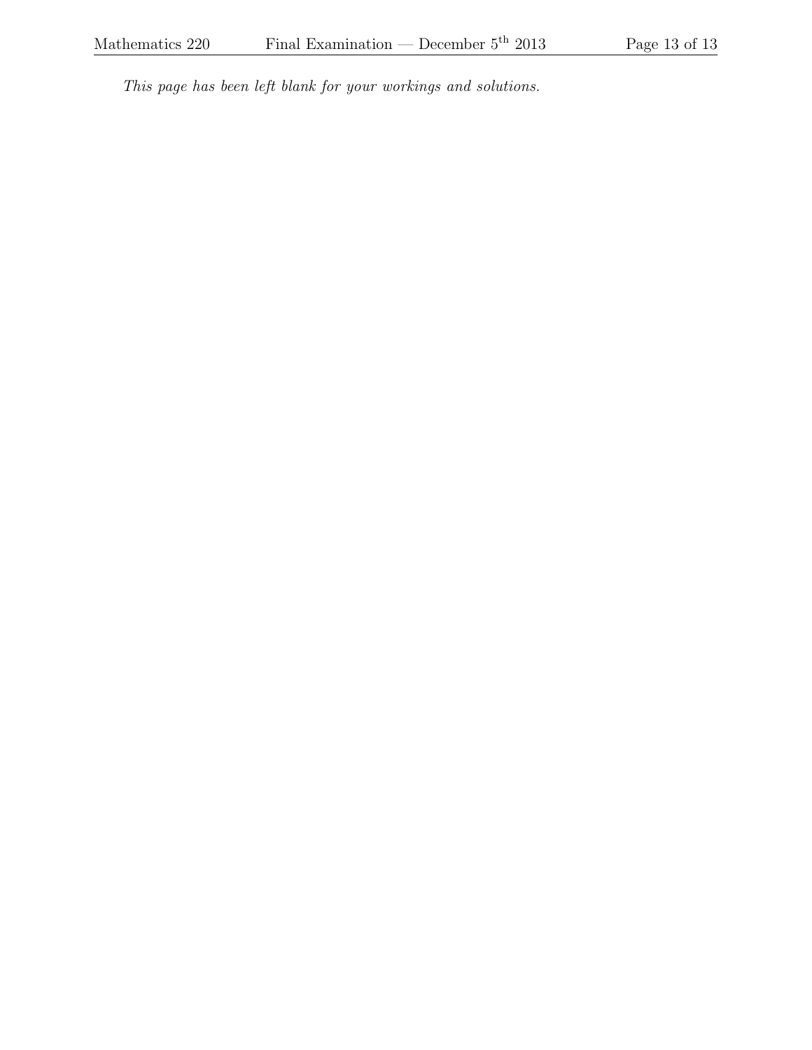*This page has been left blank for your workings and solutions.*